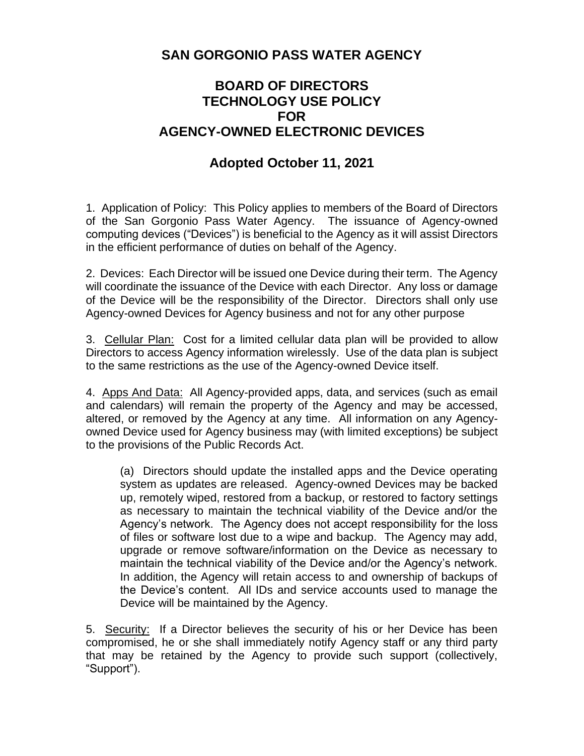# SAN GORGONIO PASS WATER AGENCY

## BOARD OF DIRECTORS
## TECHNOLOGY USE POLICY
## FOR
## AGENCY-OWNED ELECTRONIC DEVICES

## Adopted October 11, 2021

1. Application of Policy: This Policy applies to members of the Board of Directors of the San Gorgonio Pass Water Agency. The issuance of Agency-owned computing devices ("Devices") is beneficial to the Agency as it will assist Directors in the efficient performance of duties on behalf of the Agency.

2. Devices: Each Director will be issued one Device during their term. The Agency will coordinate the issuance of the Device with each Director. Any loss or damage of the Device will be the responsibility of the Director. Directors shall only use Agency-owned Devices for Agency business and not for any other purpose

3. <u>Cellular Plan:</u> Cost for a limited cellular data plan will be provided to allow Directors to access Agency information wirelessly. Use of the data plan is subject to the same restrictions as the use of the Agency-owned Device itself.

4. <u>Apps And Data:</u> All Agency-provided apps, data, and services (such as email and calendars) will remain the property of the Agency and may be accessed, altered, or removed by the Agency at any time. All information on any Agency-owned Device used for Agency business may (with limited exceptions) be subject to the provisions of the Public Records Act.

> (a) Directors should update the installed apps and the Device operating system as updates are released. Agency-owned Devices may be backed up, remotely wiped, restored from a backup, or restored to factory settings as necessary to maintain the technical viability of the Device and/or the Agency's network. The Agency does not accept responsibility for the loss of files or software lost due to a wipe and backup. The Agency may add, upgrade or remove software/information on the Device as necessary to maintain the technical viability of the Device and/or the Agency's network. In addition, the Agency will retain access to and ownership of backups of the Device's content. All IDs and service accounts used to manage the Device will be maintained by the Agency.

5. <u>Security:</u> If a Director believes the security of his or her Device has been compromised, he or she shall immediately notify Agency staff or any third party that may be retained by the Agency to provide such support (collectively, "Support").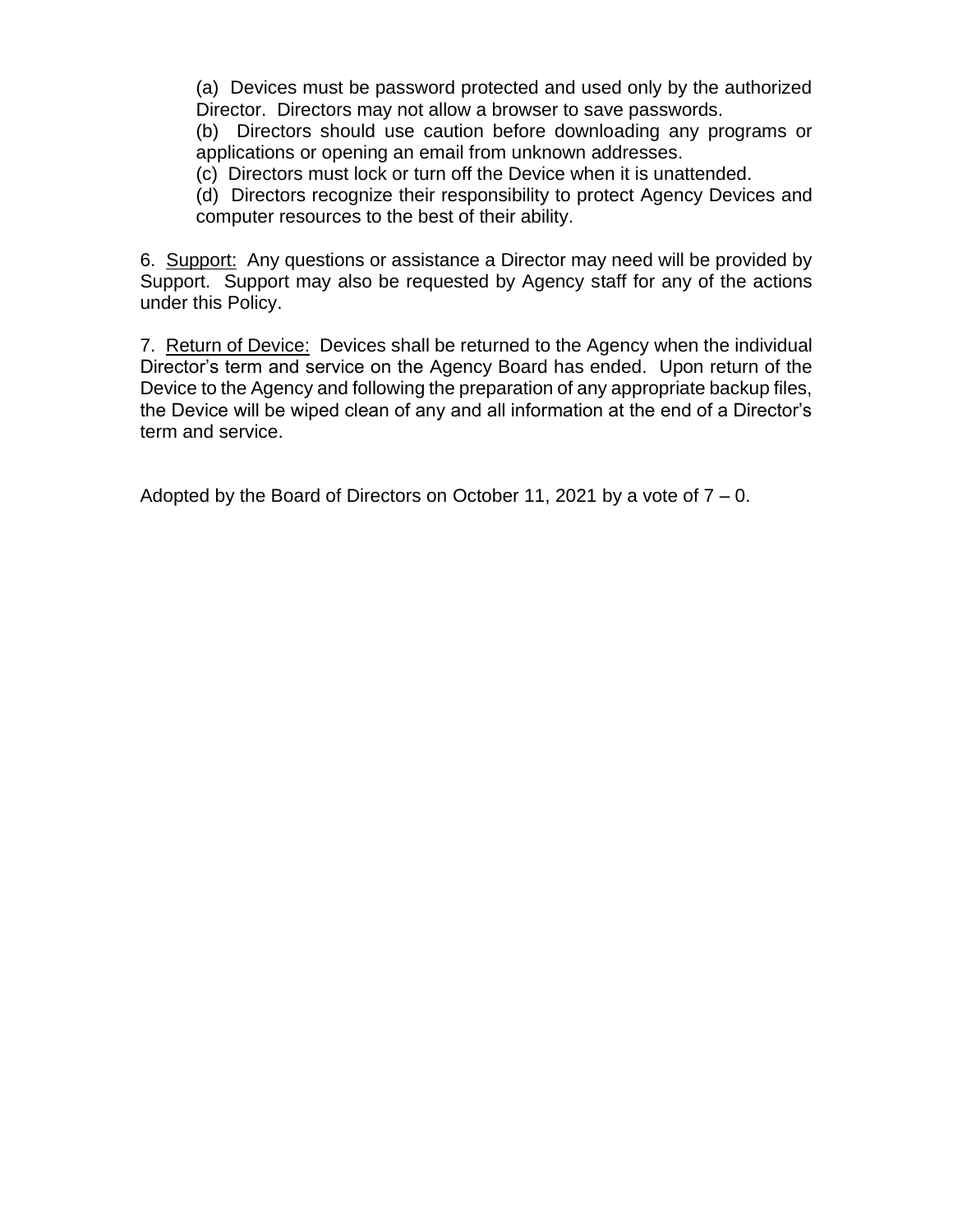(a) Devices must be password protected and used only by the authorized Director. Directors may not allow a browser to save passwords.

(b) Directors should use caution before downloading any programs or applications or opening an email from unknown addresses.

(c) Directors must lock or turn off the Device when it is unattended.

(d) Directors recognize their responsibility to protect Agency Devices and computer resources to the best of their ability.

6. Support: Any questions or assistance a Director may need will be provided by Support. Support may also be requested by Agency staff for any of the actions under this Policy.

7. Return of Device: Devices shall be returned to the Agency when the individual Director's term and service on the Agency Board has ended. Upon return of the Device to the Agency and following the preparation of any appropriate backup files, the Device will be wiped clean of any and all information at the end of a Director's term and service.

Adopted by the Board of Directors on October 11, 2021 by a vote of 7 – 0.